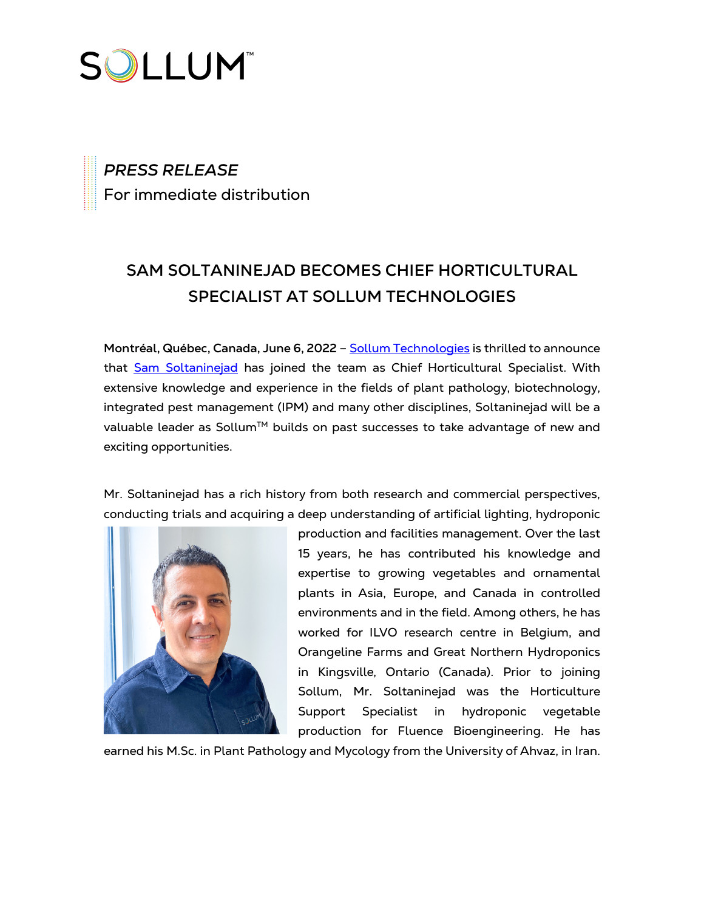SOLLUM™

*PRESS RELEASE*

For immediate distribution

# SAM SOLTANINEJAD BECOMES CHIEF HORTICULTURAL SPECIALIST AT SOLLUM TECHNOLOGIES

**Montréal, Québec, Canada, June 6, 2022** – Sollum Technologies is thrilled to announce that Sam Soltaninejad has joined the team as Chief Horticultural Specialist. With extensive knowledge and experience in the fields of plant pathology, biotechnology, integrated pest management (IPM) and many other disciplines, Soltaninejad will be a valuable leader as Sollum™ builds on past successes to take advantage of new and exciting opportunities.

Mr. Soltaninejad has a rich history from both research and commercial perspectives, conducting trials and acquiring a deep understanding of artificial lighting, hydroponic production and facilities management. Over the last 15 years, he has contributed his knowledge and expertise to growing vegetables and ornamental plants in Asia, Europe, and Canada in controlled environments and in the field. Among others, he has worked for ILVO research centre in Belgium, and Orangeline Farms and Great Northern Hydroponics in Kingsville, Ontario (Canada). Prior to joining Sollum, Mr. Soltaninejad was the Horticulture Support Specialist in hydroponic vegetable production for Fluence Bioengineering. He has earned his M.Sc. in Plant Pathology and Mycology from the University of Ahvaz, in Iran.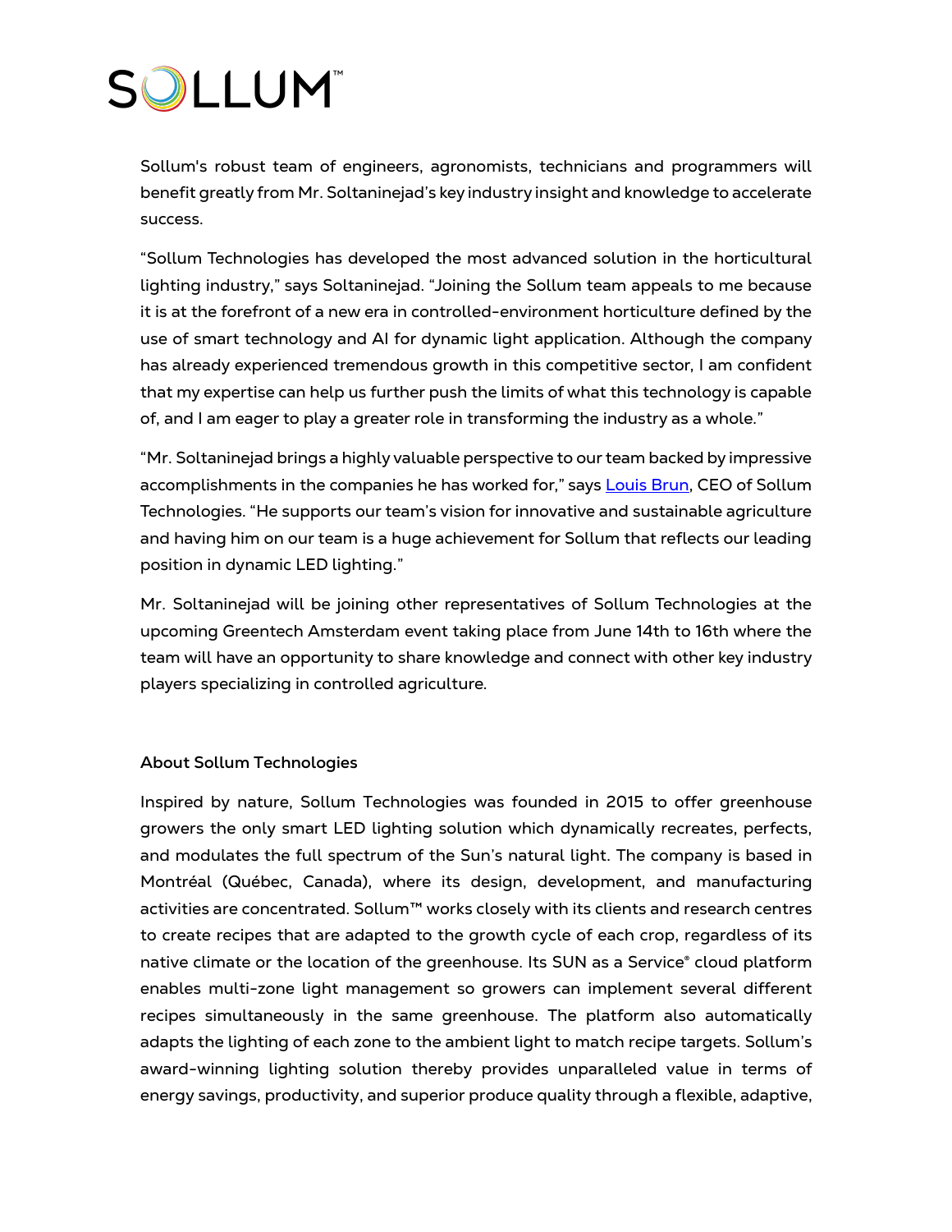Sollum's robust team of engineers, agronomists, technicians and programmers will benefit greatly from Mr. Soltaninejad's key industry insight and knowledge to accelerate success.

"Sollum Technologies has developed the most advanced solution in the horticultural lighting industry," says Soltaninejad. "Joining the Sollum team appeals to me because it is at the forefront of a new era in controlled-environment horticulture defined by the use of smart technology and AI for dynamic light application. Although the company has already experienced tremendous growth in this competitive sector, I am confident that my expertise can help us further push the limits of what this technology is capable of, and I am eager to play a greater role in transforming the industry as a whole."

"Mr. Soltaninejad brings a highly valuable perspective to our team backed by impressive accomplishments in the companies he has worked for," says Louis Brun, CEO of Sollum Technologies. "He supports our team's vision for innovative and sustainable agriculture and having him on our team is a huge achievement for Sollum that reflects our leading position in dynamic LED lighting."

Mr. Soltaninejad will be joining other representatives of Sollum Technologies at the upcoming Greentech Amsterdam event taking place from June 14th to 16th where the team will have an opportunity to share knowledge and connect with other key industry players specializing in controlled agriculture.

**About Sollum Technologies**

Inspired by nature, Sollum Technologies was founded in 2015 to offer greenhouse growers the only smart LED lighting solution which dynamically recreates, perfects, and modulates the full spectrum of the Sun's natural light. The company is based in Montréal (Québec, Canada), where its design, development, and manufacturing activities are concentrated. Sollum™ works closely with its clients and research centres to create recipes that are adapted to the growth cycle of each crop, regardless of its native climate or the location of the greenhouse. Its SUN as a Service® cloud platform enables multi-zone light management so growers can implement several different recipes simultaneously in the same greenhouse. The platform also automatically adapts the lighting of each zone to the ambient light to match recipe targets. Sollum's award-winning lighting solution thereby provides unparalleled value in terms of energy savings, productivity, and superior produce quality through a flexible, adaptive,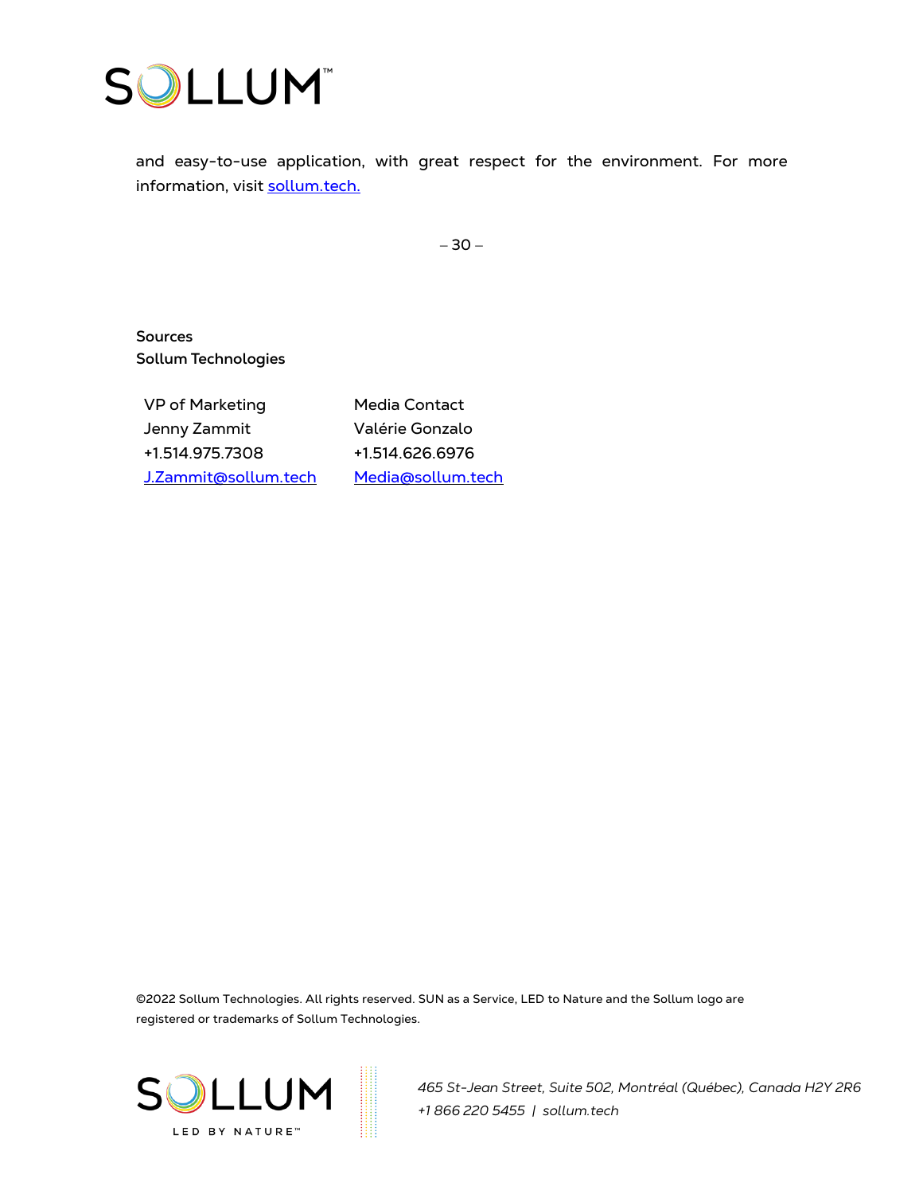and easy-to-use application, with great respect for the environment. For more information, visit [sollum.tech.](sollum.tech)

– 30 –

**Sources**
**Sollum Technologies**

| VP of Marketing | Media Contact |
| --- | --- |
| Jenny Zammit | Valérie Gonzalo |
| +1.514.975.7308 | +1.514.626.6976 |
| J.Zammit@sollum.tech | Media@sollum.tech |

©2022 Sollum Technologies. All rights reserved. SUN as a Service, LED to Nature and the Sollum logo are registered or trademarks of Sollum Technologies.

SOLLUM
LED BY NATURE™

*465 St-Jean Street, Suite 502, Montréal (Québec), Canada H2Y 2R6*
*+1 866 220 5455 | sollum.tech*